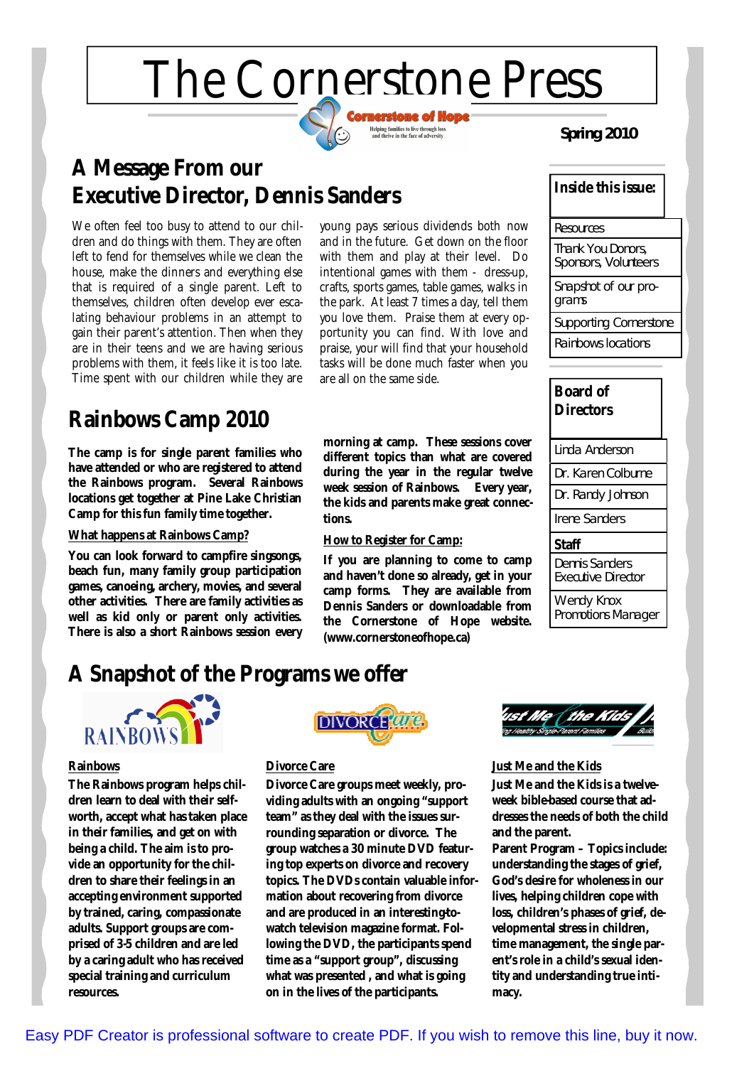# The Cornerstone Press

Cornerstone of Hope

Helping families to live through loss and thrive in the face of adversity

**Spring 2010**

## A Message From our Executive Director, Dennis Sanders

We often feel too busy to attend to our children and do things with them. They are often left to fend for themselves while we clean the house, make the dinners and everything else that is required of a single parent. Left to themselves, children often develop over escalating behaviour problems in an attempt to gain their parent's attention. Then when they are in their teens and we are having serious problems with them, it feels like it is too late. Time spent with our children while they are young pays serious dividends both now and in the future. Get down on the floor with them and play at their level. Do intentional games with them - dress-up, crafts, sports games, table games, walks in the park. At least 7 times a day, tell them you love them. Praise them at every opportunity you can find. With love and praise, your will find that your household tasks will be done much faster when you are all on the same side.

## Rainbows Camp 2010

**The camp is for single parent families who have attended or who are registered to attend the Rainbows program. Several Rainbows locations get together at Pine Lake Christian Camp for this fun family time together.**

**What happens at Rainbows Camp?**

**You can look forward to campfire singsongs, beach fun, many family group participation games, canoeing, archery, movies, and several other activities. There are family activities as well as kid only or parent only activities. There is also a short Rainbows session every morning at camp. These sessions cover different topics than what are covered during the year in the regular twelve week session of Rainbows. Every year, the kids and parents make great connections.**

**How to Register for Camp:**

**If you are planning to come to camp and haven't done so already, get in your camp forms. They are available from Dennis Sanders or downloadable from the Cornerstone of Hope website. (www.cornerstoneofhope.ca)**

## A Snapshot of the Programs we offer

**Rainbows**

**The Rainbows program helps children learn to deal with their self-worth, accept what has taken place in their families, and get on with being a child. The aim is to provide an opportunity for the children to share their feelings in an accepting environment supported by trained, caring, compassionate adults. Support groups are comprised of 3-5 children and are led by a caring adult who has received special training and curriculum resources.**

**Divorce Care**

**Divorce Care groups meet weekly, providing adults with an ongoing "support team" as they deal with the issues surrounding separation or divorce. The group watches a 30 minute DVD featuring top experts on divorce and recovery topics. The DVDs contain valuable information about recovering from divorce and are produced in an interesting-to-watch television magazine format. Following the DVD, the participants spend time as a "support group", discussing what was presented , and what is going on in the lives of the participants.**

**Just Me and the Kids**

**Just Me and the Kids is a twelve-week bible-based course that addresses the needs of both the child and the parent.**

**Parent Program – Topics include: understanding the stages of grief, God's desire for wholeness in our lives, helping children cope with loss, children's phases of grief, developmental stress in children, time management, the single parent's role in a child's sexual identity and understanding true intimacy.**

---

**Inside this issue:**

- Resources
- Thank You Donors, Sponsors, Volunteers
- Snapshot of our programs
- Supporting Cornerstone
- Rainbows locations

**Board of Directors**

- Linda Anderson
- Dr. Karen Colburne
- Dr. Randy Johnson
- Irene Sanders

**Staff**

- Dennis Sanders, Executive Director
- Wendy Knox, Promotions Manager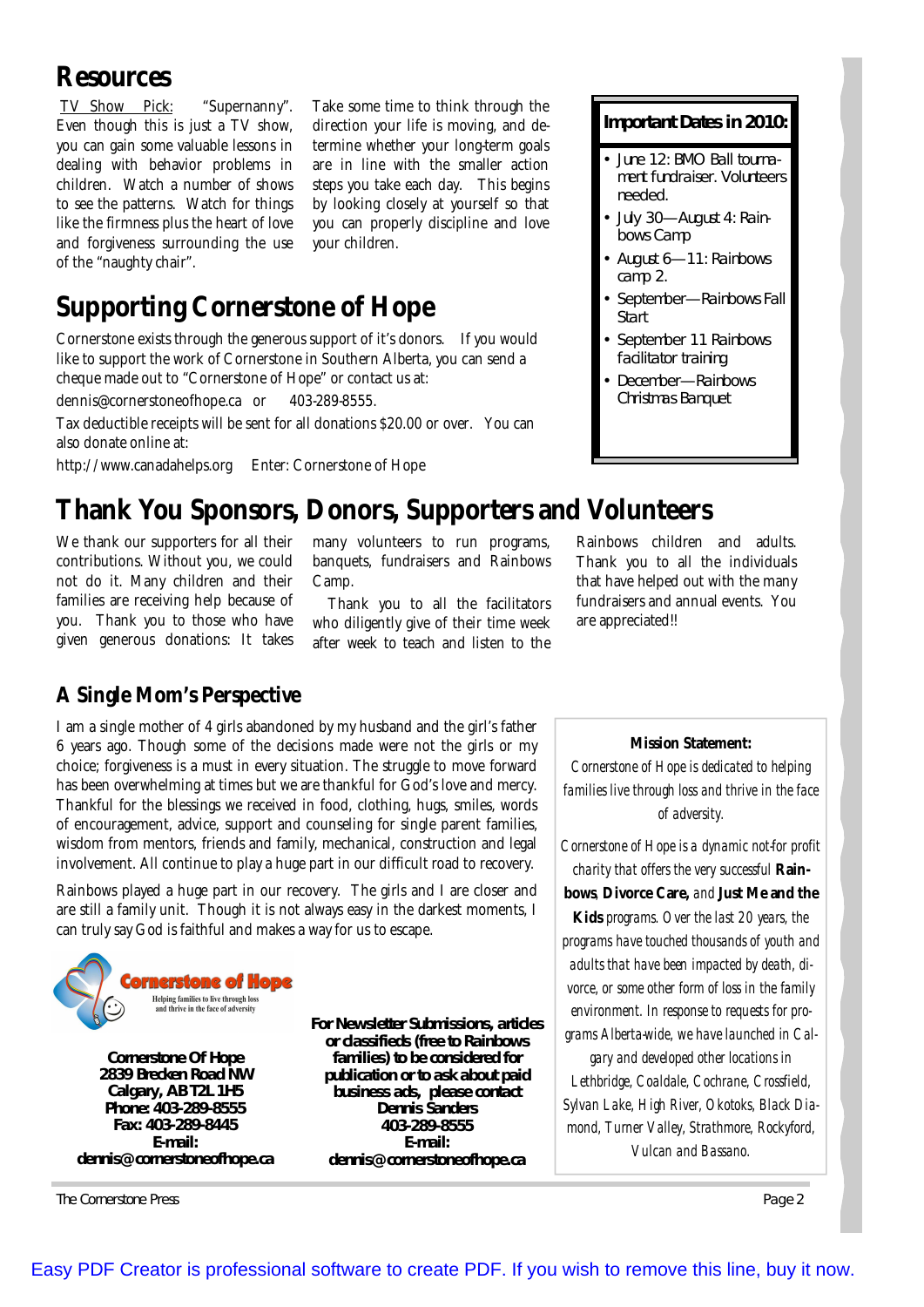## Resources

TV Show Pick: "Supernanny". Even though this is just a TV show, you can gain some valuable lessons in dealing with behavior problems in children. Watch a number of shows to see the patterns. Watch for things like the firmness plus the heart of love and forgiveness surrounding the use of the "naughty chair".

Take some time to think through the direction your life is moving, and determine whether your long-term goals are in line with the smaller action steps you take each day. This begins by looking closely at yourself so that you can properly discipline and love your children.

**Important Dates in 2010:**

- *June 12: BMO Ball tournament fundraiser. Volunteers needed.*
- *July 30—August 4: Rainbows Camp*
- *August 6—11: Rainbows camp 2.*
- *September—Rainbows Fall Start*
- *September 11 Rainbows facilitator training*
- *December—Rainbows Christmas Banquet*

## Supporting Cornerstone of Hope

Cornerstone exists through the generous support of it's donors. If you would like to support the work of Cornerstone in Southern Alberta, you can send a cheque made out to "Cornerstone of Hope" or contact us at:

dennis@cornerstoneofhope.ca or 403-289-8555.

Tax deductible receipts will be sent for all donations $20.00 or over. You can also donate online at:

http://www.canadahelps.org Enter: Cornerstone of Hope

## Thank You Sponsors, Donors, Supporters and Volunteers

We thank our supporters for all their contributions. Without you, we could not do it. Many children and their families are receiving help because of you. Thank you to those who have given generous donations: It takes many volunteers to run programs, banquets, fundraisers and Rainbows Camp.

Thank you to all the facilitators who diligently give of their time week after week to teach and listen to the Rainbows children and adults. Thank you to all the individuals that have helped out with the many fundraisers and annual events. You are appreciated!!

### A Single Mom's Perspective

I am a single mother of 4 girls abandoned by my husband and the girl's father 6 years ago. Though some of the decisions made were not the girls or my choice; forgiveness is a must in every situation. The struggle to move forward has been overwhelming at times but we are thankful for God's love and mercy. Thankful for the blessings we received in food, clothing, hugs, smiles, words of encouragement, advice, support and counseling for single parent families, wisdom from mentors, friends and family, mechanical, construction and legal involvement. All continue to play a huge part in our difficult road to recovery.

Rainbows played a huge part in our recovery. The girls and I are closer and are still a family unit. Though it is not always easy in the darkest moments, I can truly say God is faithful and makes a way for us to escape.

Cornerstone of Hope
Helping families to live through loss and thrive in the face of adversity

**Cornerstone Of Hope**
**2839 Brecken Road NW**
**Calgary, AB T2L 1H5**
**Phone: 403-289-8555**
**Fax: 403-289-8445**
**E-mail:**
**dennis@cornerstoneofhope.ca**

**For Newsletter Submissions, articles or classifieds (free to Rainbows families) to be considered for publication or to ask about paid business ads, please contact Dennis Sanders**
**403-289-8555**
**E-mail:**
**dennis@cornerstoneofhope.ca**

**Mission Statement:**

*Cornerstone of Hope is dedicated to helping families live through loss and thrive in the face of adversity.*

*Cornerstone of Hope is a dynamic not-for profit charity that offers the very successful* **Rainbows**, **Divorce Care,** *and* **Just Me and the Kids** *programs. Over the last 20 years, the programs have touched thousands of youth and adults that have been impacted by death, divorce, or some other form of loss in the family environment. In response to requests for programs Alberta-wide, we have launched in Calgary and developed other locations in Lethbridge, Coaldale, Cochrane, Crossfield, Sylvan Lake, High River, Okotoks, Black Diamond, Turner Valley, Strathmore, Rockyford, Vulcan and Bassano.*